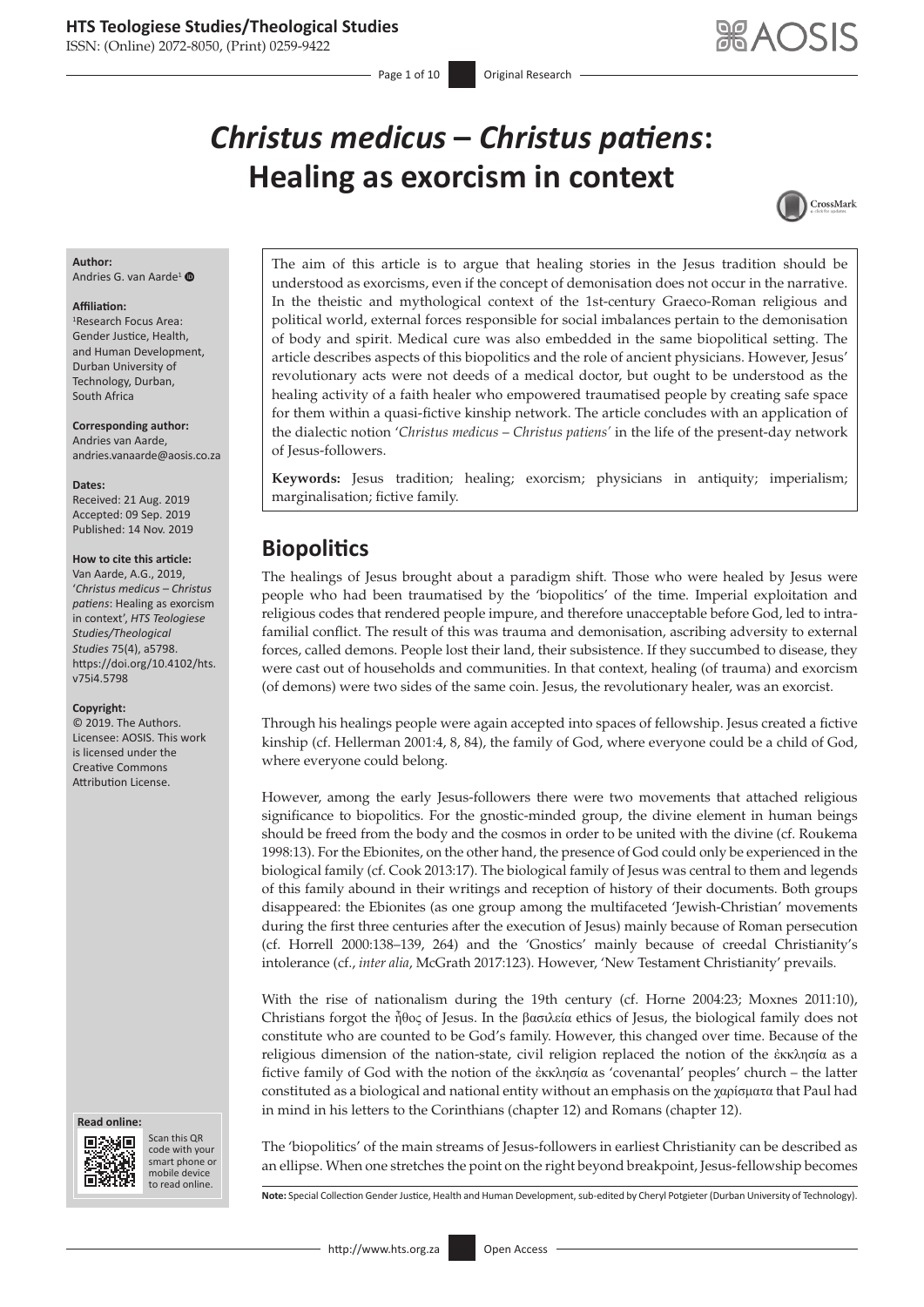# *Christus medicus* – *Christus patiens*: Healing as exorcism in context

**Author:**
Andries G. van Aarde[1]

**Affiliation:**
[1]Research Focus Area: Gender Justice, Health, and Human Development, Durban University of Technology, Durban, South Africa

**Corresponding author:**
Andries van Aarde,
andries.vanaarde@aosis.co.za

**Dates:**
Received: 21 Aug. 2019
Accepted: 09 Sep. 2019
Published: 14 Nov. 2019

**How to cite this article:**
Van Aarde, A.G., 2019, '*Christus medicus* – *Christus patiens*: Healing as exorcism in context', *HTS Teologiese Studies/Theological Studies* 75(4), a5798. https://doi.org/10.4102/hts.v75i4.5798

**Copyright:**
© 2019. The Authors. Licensee: AOSIS. This work is licensed under the Creative Commons Attribution License.

The aim of this article is to argue that healing stories in the Jesus tradition should be understood as exorcisms, even if the concept of demonisation does not occur in the narrative. In the theistic and mythological context of the 1st-century Graeco-Roman religious and political world, external forces responsible for social imbalances pertain to the demonisation of body and spirit. Medical cure was also embedded in the same biopolitical setting. The article describes aspects of this biopolitics and the role of ancient physicians. However, Jesus' revolutionary acts were not deeds of a medical doctor, but ought to be understood as the healing activity of a faith healer who empowered traumatised people by creating safe space for them within a quasi-fictive kinship network. The article concludes with an application of the dialectic notion '*Christus medicus – Christus patiens*' in the life of the present-day network of Jesus-followers.

**Keywords:** Jesus tradition; healing; exorcism; physicians in antiquity; imperialism; marginalisation; fictive family.

## Biopolitics

The healings of Jesus brought about a paradigm shift. Those who were healed by Jesus were people who had been traumatised by the 'biopolitics' of the time. Imperial exploitation and religious codes that rendered people impure, and therefore unacceptable before God, led to intra-familial conflict. The result of this was trauma and demonisation, ascribing adversity to external forces, called demons. People lost their land, their subsistence. If they succumbed to disease, they were cast out of households and communities. In that context, healing (of trauma) and exorcism (of demons) were two sides of the same coin. Jesus, the revolutionary healer, was an exorcist.

Through his healings people were again accepted into spaces of fellowship. Jesus created a fictive kinship (cf. Hellerman 2001:4, 8, 84), the family of God, where everyone could be a child of God, where everyone could belong.

However, among the early Jesus-followers there were two movements that attached religious significance to biopolitics. For the gnostic-minded group, the divine element in human beings should be freed from the body and the cosmos in order to be united with the divine (cf. Roukema 1998:13). For the Ebionites, on the other hand, the presence of God could only be experienced in the biological family (cf. Cook 2013:17). The biological family of Jesus was central to them and legends of this family abound in their writings and reception of history of their documents. Both groups disappeared: the Ebionites (as one group among the multifaceted 'Jewish-Christian' movements during the first three centuries after the execution of Jesus) mainly because of Roman persecution (cf. Horrell 2000:138–139, 264) and the 'Gnostics' mainly because of creedal Christianity's intolerance (cf., *inter alia*, McGrath 2017:123). However, 'New Testament Christianity' prevails.

With the rise of nationalism during the 19th century (cf. Horne 2004:23; Moxnes 2011:10), Christians forgot the ἦθος of Jesus. In the βασιλεία ethics of Jesus, the biological family does not constitute who are counted to be God's family. However, this changed over time. Because of the religious dimension of the nation-state, civil religion replaced the notion of the ἐκκλησία as a fictive family of God with the notion of the ἐκκλησία as 'covenantal' peoples' church – the latter constituted as a biological and national entity without an emphasis on the χαρίσματα that Paul had in mind in his letters to the Corinthians (chapter 12) and Romans (chapter 12).

The 'biopolitics' of the main streams of Jesus-followers in earliest Christianity can be described as an ellipse. When one stretches the point on the right beyond breakpoint, Jesus-fellowship becomes

**Note:** Special Collection Gender Justice, Health and Human Development, sub-edited by Cheryl Potgieter (Durban University of Technology).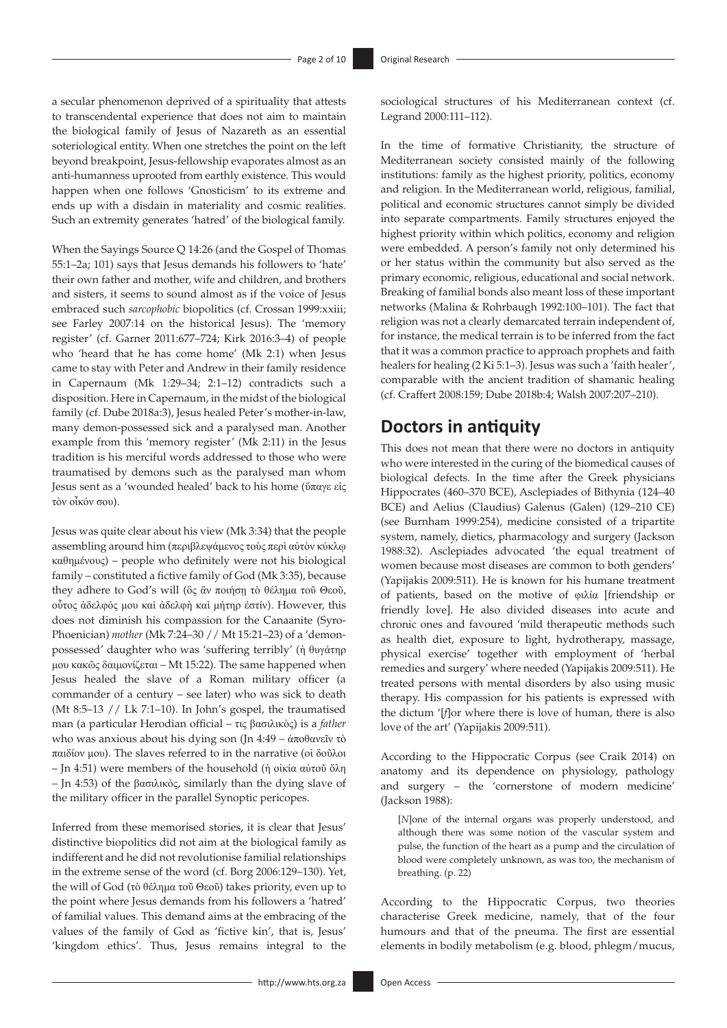a secular phenomenon deprived of a spirituality that attests to transcendental experience that does not aim to maintain the biological family of Jesus of Nazareth as an essential soteriological entity. When one stretches the point on the left beyond breakpoint, Jesus-fellowship evaporates almost as an anti-humanness uprooted from earthly existence. This would happen when one follows 'Gnosticism' to its extreme and ends up with a disdain in materiality and cosmic realities. Such an extremity generates 'hatred' of the biological family.

When the Sayings Source Q 14:26 (and the Gospel of Thomas 55:1–2a; 101) says that Jesus demands his followers to 'hate' their own father and mother, wife and children, and brothers and sisters, it seems to sound almost as if the voice of Jesus embraced such *sarcophobic* biopolitics (cf. Crossan 1999:xxiii; see Farley 2007:14 on the historical Jesus). The 'memory register' (cf. Garner 2011:677–724; Kirk 2016:3–4) of people who 'heard that he has come home' (Mk 2:1) when Jesus came to stay with Peter and Andrew in their family residence in Capernaum (Mk 1:29–34; 2:1–12) contradicts such a disposition. Here in Capernaum, in the midst of the biological family (cf. Dube 2018a:3), Jesus healed Peter's mother-in-law, many demon-possessed sick and a paralysed man. Another example from this 'memory register' (Mk 2:11) in the Jesus tradition is his merciful words addressed to those who were traumatised by demons such as the paralysed man whom Jesus sent as a 'wounded healed' back to his home (ὕπαγε εἰς τὸν οἶκόν σου).

Jesus was quite clear about his view (Mk 3:34) that the people assembling around him (περιβλεψάμενος τοὺς περὶ αὐτὸν κύκλῳ καθημένους) – people who definitely were not his biological family – constituted a fictive family of God (Mk 3:35), because they adhere to God's will (ὃς ἂν ποιήσῃ τὸ θέλημα τοῦ Θεοῦ, οὗτος ἀδελφός μου καὶ ἀδελφὴ καὶ μήτηρ ἐστίν). However, this does not diminish his compassion for the Canaanite (Syro-Phoenician) *mother* (Mk 7:24–30 // Mt 15:21–23) of a 'demon-possessed' daughter who was 'suffering terribly' (ἡ θυγάτηρ μου κακῶς δαιμονίζεται – Mt 15:22). The same happened when Jesus healed the slave of a Roman military officer (a commander of a century – see later) who was sick to death (Mt 8:5–13 // Lk 7:1–10). In John's gospel, the traumatised man (a particular Herodian official – τις βασιλικὸς) is a *father* who was anxious about his dying son (Jn 4:49 – ἀποθανεῖν τὸ παιδίον μου). The slaves referred to in the narrative (οἱ δοῦλοι – Jn 4:51) were members of the household (ἡ οἰκία αὐτοῦ ὅλη – Jn 4:53) of the βασιλικὸς, similarly than the dying slave of the military officer in the parallel Synoptic pericopes.

Inferred from these memorised stories, it is clear that Jesus' distinctive biopolitics did not aim at the biological family as indifferent and he did not revolutionise familial relationships in the extreme sense of the word (cf. Borg 2006:129–130). Yet, the will of God (τὸ θέλημα τοῦ Θεοῦ) takes priority, even up to the point where Jesus demands from his followers a 'hatred' of familial values. This demand aims at the embracing of the values of the family of God as 'fictive kin', that is, Jesus' 'kingdom ethics'. Thus, Jesus remains integral to the sociological structures of his Mediterranean context (cf. Legrand 2000:111–112).

In the time of formative Christianity, the structure of Mediterranean society consisted mainly of the following institutions: family as the highest priority, politics, economy and religion. In the Mediterranean world, religious, familial, political and economic structures cannot simply be divided into separate compartments. Family structures enjoyed the highest priority within which politics, economy and religion were embedded. A person's family not only determined his or her status within the community but also served as the primary economic, religious, educational and social network. Breaking of familial bonds also meant loss of these important networks (Malina & Rohrbaugh 1992:100–101). The fact that religion was not a clearly demarcated terrain independent of, for instance, the medical terrain is to be inferred from the fact that it was a common practice to approach prophets and faith healers for healing (2 Ki 5:1–3). Jesus was such a 'faith healer', comparable with the ancient tradition of shamanic healing (cf. Craffert 2008:159; Dube 2018b:4; Walsh 2007:207–210).

## Doctors in antiquity

This does not mean that there were no doctors in antiquity who were interested in the curing of the biomedical causes of biological defects. In the time after the Greek physicians Hippocrates (460–370 BCE), Asclepiades of Bithynia (124–40 BCE) and Aelius (Claudius) Galenus (Galen) (129–210 CE) (see Burnham 1999:254), medicine consisted of a tripartite system, namely, dietics, pharmacology and surgery (Jackson 1988:32). Asclepiades advocated 'the equal treatment of women because most diseases are common to both genders' (Yapijakis 2009:511). He is known for his humane treatment of patients, based on the motive of φιλία [friendship or friendly love]. He also divided diseases into acute and chronic ones and favoured 'mild therapeutic methods such as health diet, exposure to light, hydrotherapy, massage, physical exercise' together with employment of 'herbal remedies and surgery' where needed (Yapijakis 2009:511). He treated persons with mental disorders by also using music therapy. His compassion for his patients is expressed with the dictum '[*f*]or where there is love of human, there is also love of the art' (Yapijakis 2009:511).

According to the Hippocratic Corpus (see Craik 2014) on anatomy and its dependence on physiology, pathology and surgery – the 'cornerstone of modern medicine' (Jackson 1988):

> [*N*]one of the internal organs was properly understood, and although there was some notion of the vascular system and pulse, the function of the heart as a pump and the circulation of blood were completely unknown, as was too, the mechanism of breathing. (p. 22)

According to the Hippocratic Corpus, two theories characterise Greek medicine, namely, that of the four humours and that of the pneuma. The first are essential elements in bodily metabolism (e.g. blood, phlegm/mucus,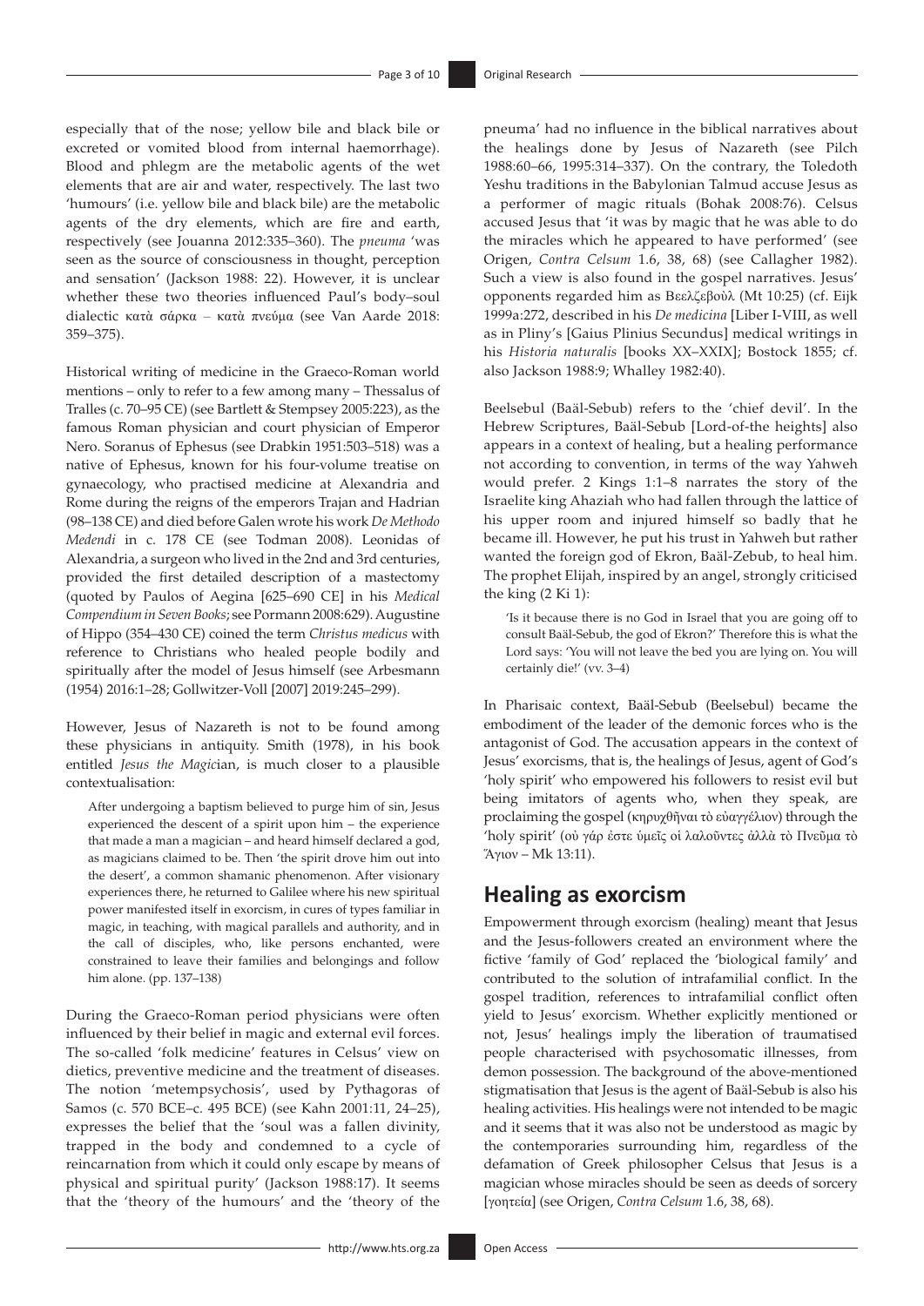especially that of the nose; yellow bile and black bile or excreted or vomited blood from internal haemorrhage). Blood and phlegm are the metabolic agents of the wet elements that are air and water, respectively. The last two 'humours' (i.e. yellow bile and black bile) are the metabolic agents of the dry elements, which are fire and earth, respectively (see Jouanna 2012:335–360). The *pneuma* 'was seen as the source of consciousness in thought, perception and sensation' (Jackson 1988: 22). However, it is unclear whether these two theories influenced Paul's body–soul dialectic κατὰ σάρκα – κατὰ πνεύμα (see Van Aarde 2018: 359–375).

Historical writing of medicine in the Graeco-Roman world mentions – only to refer to a few among many – Thessalus of Tralles (c. 70–95 CE) (see Bartlett & Stempsey 2005:223), as the famous Roman physician and court physician of Emperor Nero. Soranus of Ephesus (see Drabkin 1951:503–518) was a native of Ephesus, known for his four-volume treatise on gynaecology, who practised medicine at Alexandria and Rome during the reigns of the emperors Trajan and Hadrian (98–138 CE) and died before Galen wrote his work *De Methodo Medendi* in c. 178 CE (see Todman 2008). Leonidas of Alexandria, a surgeon who lived in the 2nd and 3rd centuries, provided the first detailed description of a mastectomy (quoted by Paulos of Aegina [625–690 CE] in his *Medical Compendium in Seven Books*; see Pormann 2008:629). Augustine of Hippo (354–430 CE) coined the term *Christus medicus* with reference to Christians who healed people bodily and spiritually after the model of Jesus himself (see Arbesmann (1954) 2016:1–28; Gollwitzer-Voll [2007] 2019:245–299).

However, Jesus of Nazareth is not to be found among these physicians in antiquity. Smith (1978), in his book entitled *Jesus the Magic*ian, is much closer to a plausible contextualisation:

> After undergoing a baptism believed to purge him of sin, Jesus experienced the descent of a spirit upon him – the experience that made a man a magician – and heard himself declared a god, as magicians claimed to be. Then 'the spirit drove him out into the desert', a common shamanic phenomenon. After visionary experiences there, he returned to Galilee where his new spiritual power manifested itself in exorcism, in cures of types familiar in magic, in teaching, with magical parallels and authority, and in the call of disciples, who, like persons enchanted, were constrained to leave their families and belongings and follow him alone. (pp. 137–138)

During the Graeco-Roman period physicians were often influenced by their belief in magic and external evil forces. The so-called 'folk medicine' features in Celsus' view on dietics, preventive medicine and the treatment of diseases. The notion 'metempsychosis', used by Pythagoras of Samos (c. 570 BCE–c. 495 BCE) (see Kahn 2001:11, 24–25), expresses the belief that the 'soul was a fallen divinity, trapped in the body and condemned to a cycle of reincarnation from which it could only escape by means of physical and spiritual purity' (Jackson 1988:17). It seems that the 'theory of the humours' and the 'theory of the pneuma' had no influence in the biblical narratives about the healings done by Jesus of Nazareth (see Pilch 1988:60–66, 1995:314–337). On the contrary, the Toledoth Yeshu traditions in the Babylonian Talmud accuse Jesus as a performer of magic rituals (Bohak 2008:76). Celsus accused Jesus that 'it was by magic that he was able to do the miracles which he appeared to have performed' (see Origen, *Contra Celsum* 1.6, 38, 68) (see Callagher 1982). Such a view is also found in the gospel narratives. Jesus' opponents regarded him as Βεελζεβοὺλ (Mt 10:25) (cf. Eijk 1999a:272, described in his *De medicina* [Liber I-VIII, as well as in Pliny's [Gaius Plinius Secundus] medical writings in his *Historia naturalis* [books XX–XXIX]; Bostock 1855; cf. also Jackson 1988:9; Whalley 1982:40).

Beelsebul (Baäl-Sebub) refers to the 'chief devil'. In the Hebrew Scriptures, Baäl-Sebub [Lord-of-the heights] also appears in a context of healing, but a healing performance not according to convention, in terms of the way Yahweh would prefer. 2 Kings 1:1–8 narrates the story of the Israelite king Ahaziah who had fallen through the lattice of his upper room and injured himself so badly that he became ill. However, he put his trust in Yahweh but rather wanted the foreign god of Ekron, Baäl-Zebub, to heal him. The prophet Elijah, inspired by an angel, strongly criticised the king (2 Ki 1):

> 'Is it because there is no God in Israel that you are going off to consult Baäl-Sebub, the god of Ekron?' Therefore this is what the Lord says: 'You will not leave the bed you are lying on. You will certainly die!' (vv. 3–4)

In Pharisaic context, Baäl-Sebub (Beelsebul) became the embodiment of the leader of the demonic forces who is the antagonist of God. The accusation appears in the context of Jesus' exorcisms, that is, the healings of Jesus, agent of God's 'holy spirit' who empowered his followers to resist evil but being imitators of agents who, when they speak, are proclaiming the gospel (κηρυχθῆναι τὸ εὐαγγέλιον) through the 'holy spirit' (οὐ γάρ ἐστε ὑμεῖς οἱ λαλοῦντες ἀλλὰ τὸ Πνεῦμα τὸ Ἅγιον – Mk 13:11).

## Healing as exorcism

Empowerment through exorcism (healing) meant that Jesus and the Jesus-followers created an environment where the fictive 'family of God' replaced the 'biological family' and contributed to the solution of intrafamilial conflict. In the gospel tradition, references to intrafamilial conflict often yield to Jesus' exorcism. Whether explicitly mentioned or not, Jesus' healings imply the liberation of traumatised people characterised with psychosomatic illnesses, from demon possession. The background of the above-mentioned stigmatisation that Jesus is the agent of Baäl-Sebub is also his healing activities. His healings were not intended to be magic and it seems that it was also not be understood as magic by the contemporaries surrounding him, regardless of the defamation of Greek philosopher Celsus that Jesus is a magician whose miracles should be seen as deeds of sorcery [γοητεία] (see Origen, *Contra Celsum* 1.6, 38, 68).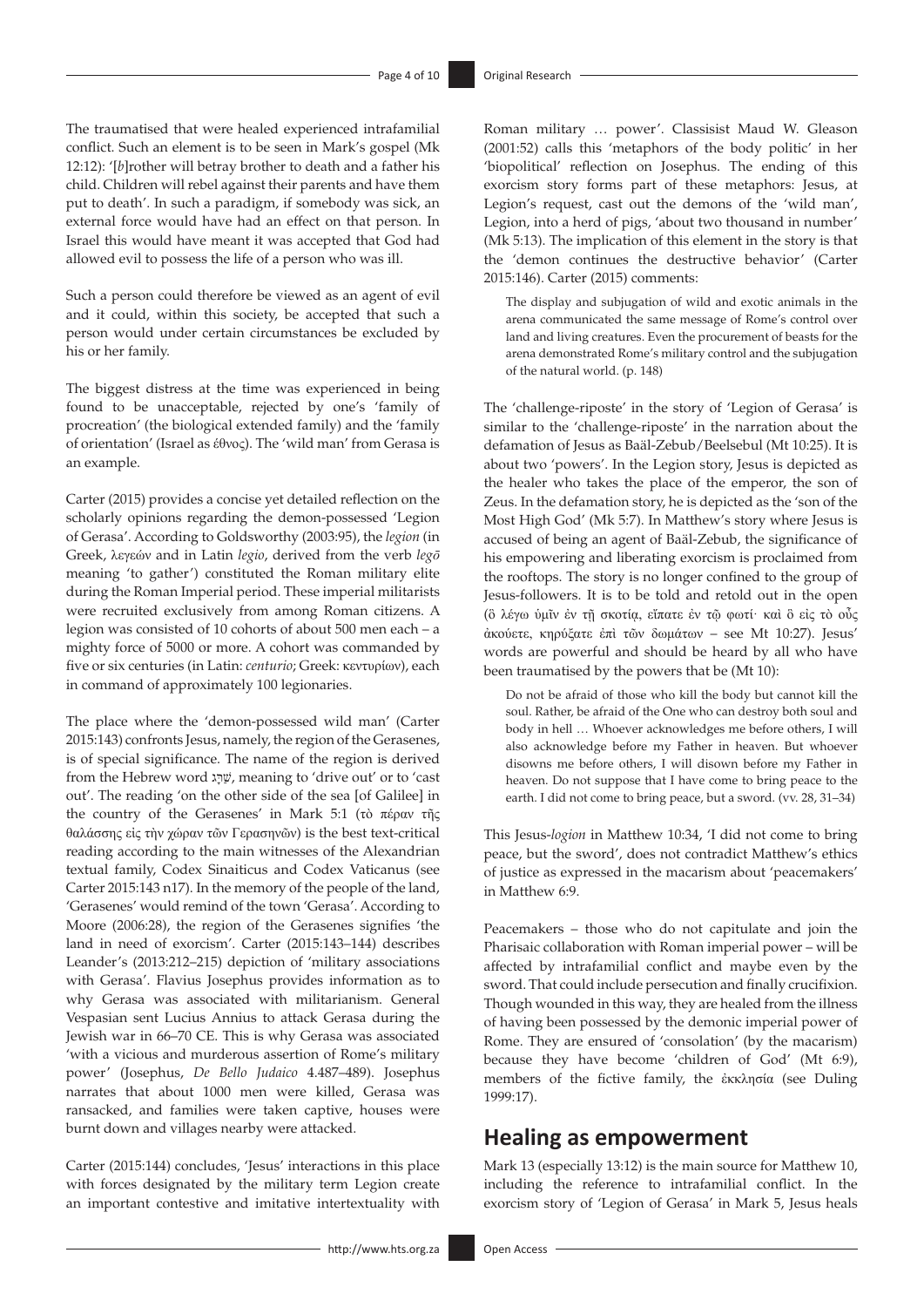The traumatised that were healed experienced intrafamilial conflict. Such an element is to be seen in Mark's gospel (Mk 12:12): '[*b*]rother will betray brother to death and a father his child. Children will rebel against their parents and have them put to death'. In such a paradigm, if somebody was sick, an external force would have had an effect on that person. In Israel this would have meant it was accepted that God had allowed evil to possess the life of a person who was ill.

Such a person could therefore be viewed as an agent of evil and it could, within this society, be accepted that such a person would under certain circumstances be excluded by his or her family.

The biggest distress at the time was experienced in being found to be unacceptable, rejected by one's 'family of procreation' (the biological extended family) and the 'family of orientation' (Israel as ἔθνος). The 'wild man' from Gerasa is an example.

Carter (2015) provides a concise yet detailed reflection on the scholarly opinions regarding the demon-possessed 'Legion of Gerasa'. According to Goldsworthy (2003:95), the *legion* (in Greek, λεγεών and in Latin *legio*, derived from the verb *legō* meaning 'to gather') constituted the Roman military elite during the Roman Imperial period. These imperial militarists were recruited exclusively from among Roman citizens. A legion was consisted of 10 cohorts of about 500 men each – a mighty force of 5000 or more. A cohort was commanded by five or six centuries (in Latin: *centurio*; Greek: κεντυρίων), each in command of approximately 100 legionaries.

The place where the 'demon-possessed wild man' (Carter 2015:143) confronts Jesus, namely, the region of the Gerasenes, is of special significance. The name of the region is derived from the Hebrew word גָּרַשׁ, meaning to 'drive out' or to 'cast out'. The reading 'on the other side of the sea [of Galilee] in the country of the Gerasenes' in Mark 5:1 (τὸ πέραν τῆς θαλάσσης εἰς τὴν χώραν τῶν Γερασηνῶν) is the best text-critical reading according to the main witnesses of the Alexandrian textual family, Codex Sinaiticus and Codex Vaticanus (see Carter 2015:143 n17). In the memory of the people of the land, 'Gerasenes' would remind of the town 'Gerasa'. According to Moore (2006:28), the region of the Gerasenes signifies 'the land in need of exorcism'. Carter (2015:143–144) describes Leander's (2013:212–215) depiction of 'military associations with Gerasa'. Flavius Josephus provides information as to why Gerasa was associated with militarianism. General Vespasian sent Lucius Annius to attack Gerasa during the Jewish war in 66–70 CE. This is why Gerasa was associated 'with a vicious and murderous assertion of Rome's military power' (Josephus, *De Bello Judaico* 4.487–489). Josephus narrates that about 1000 men were killed, Gerasa was ransacked, and families were taken captive, houses were burnt down and villages nearby were attacked.

Carter (2015:144) concludes, 'Jesus' interactions in this place with forces designated by the military term Legion create an important contestive and imitative intertextuality with Roman military … power'. Classisist Maud W. Gleason (2001:52) calls this 'metaphors of the body politic' in her 'biopolitical' reflection on Josephus. The ending of this exorcism story forms part of these metaphors: Jesus, at Legion's request, cast out the demons of the 'wild man', Legion, into a herd of pigs, 'about two thousand in number' (Mk 5:13). The implication of this element in the story is that the 'demon continues the destructive behavior' (Carter 2015:146). Carter (2015) comments:

> The display and subjugation of wild and exotic animals in the arena communicated the same message of Rome's control over land and living creatures. Even the procurement of beasts for the arena demonstrated Rome's military control and the subjugation of the natural world. (p. 148)

The 'challenge-riposte' in the story of 'Legion of Gerasa' is similar to the 'challenge-riposte' in the narration about the defamation of Jesus as Baäl-Zebub/Beelsebul (Mt 10:25). It is about two 'powers'. In the Legion story, Jesus is depicted as the healer who takes the place of the emperor, the son of Zeus. In the defamation story, he is depicted as the 'son of the Most High God' (Mk 5:7). In Matthew's story where Jesus is accused of being an agent of Baäl-Zebub, the significance of his empowering and liberating exorcism is proclaimed from the rooftops. The story is no longer confined to the group of Jesus-followers. It is to be told and retold out in the open (ὃ λέγω ὑμῖν ἐν τῇ σκοτίᾳ, εἴπατε ἐν τῷ φωτί· καὶ ὃ εἰς τὸ οὖς ἀκούετε, κηρύξατε ἐπὶ τῶν δωμάτων – see Mt 10:27). Jesus' words are powerful and should be heard by all who have been traumatised by the powers that be (Mt 10):

> Do not be afraid of those who kill the body but cannot kill the soul. Rather, be afraid of the One who can destroy both soul and body in hell … Whoever acknowledges me before others, I will also acknowledge before my Father in heaven. But whoever disowns me before others, I will disown before my Father in heaven. Do not suppose that I have come to bring peace to the earth. I did not come to bring peace, but a sword. (vv. 28, 31–34)

This Jesus-*logion* in Matthew 10:34, 'I did not come to bring peace, but the sword', does not contradict Matthew's ethics of justice as expressed in the macarism about 'peacemakers' in Matthew 6:9.

Peacemakers – those who do not capitulate and join the Pharisaic collaboration with Roman imperial power – will be affected by intrafamilial conflict and maybe even by the sword. That could include persecution and finally crucifixion. Though wounded in this way, they are healed from the illness of having been possessed by the demonic imperial power of Rome. They are ensured of 'consolation' (by the macarism) because they have become 'children of God' (Mt 6:9), members of the fictive family, the ἐκκλησία (see Duling 1999:17).

## Healing as empowerment

Mark 13 (especially 13:12) is the main source for Matthew 10, including the reference to intrafamilial conflict. In the exorcism story of 'Legion of Gerasa' in Mark 5, Jesus heals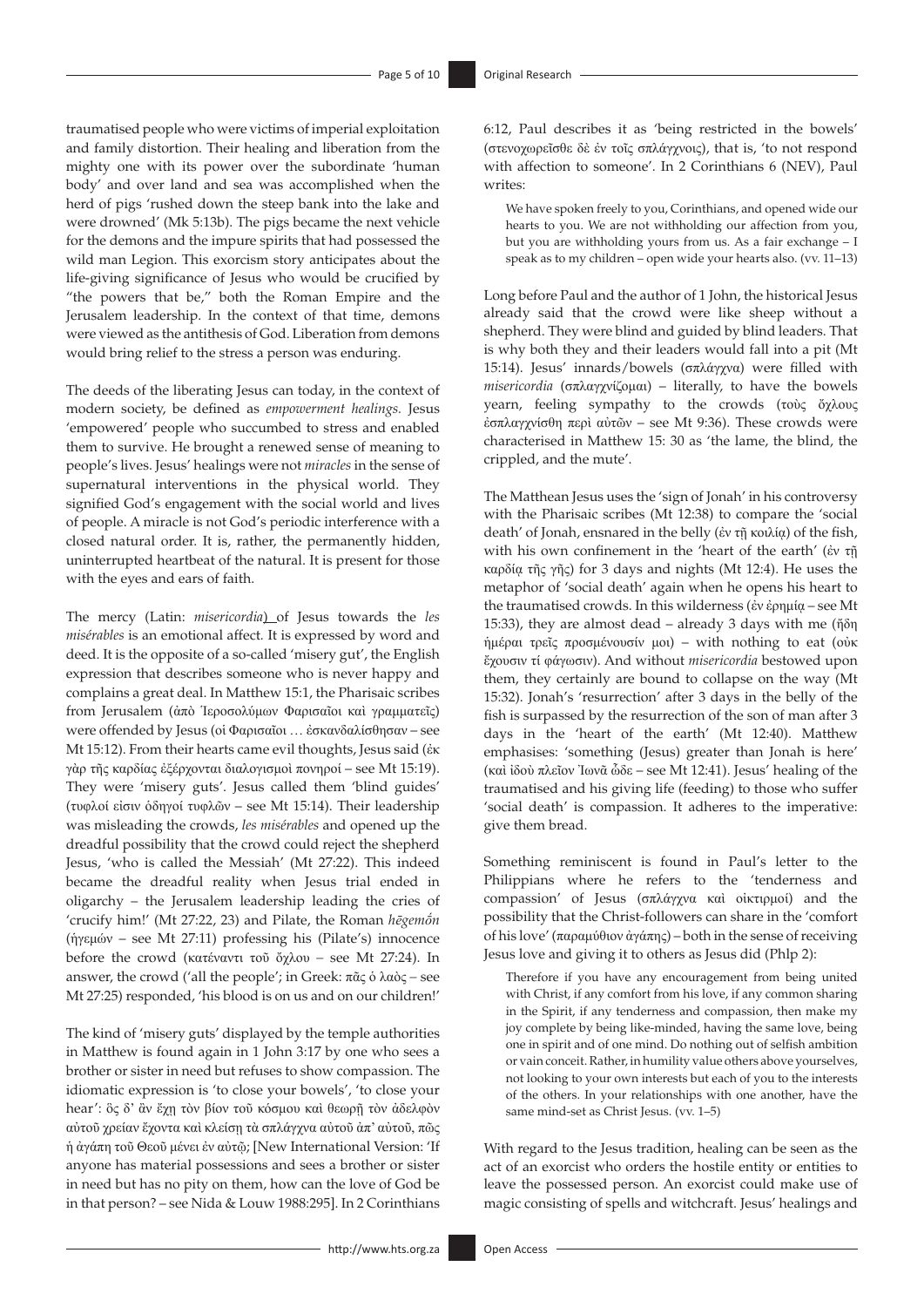traumatised people who were victims of imperial exploitation and family distortion. Their healing and liberation from the mighty one with its power over the subordinate 'human body' and over land and sea was accomplished when the herd of pigs 'rushed down the steep bank into the lake and were drowned' (Mk 5:13b). The pigs became the next vehicle for the demons and the impure spirits that had possessed the wild man Legion. This exorcism story anticipates about the life-giving significance of Jesus who would be crucified by "the powers that be," both the Roman Empire and the Jerusalem leadership. In the context of that time, demons were viewed as the antithesis of God. Liberation from demons would bring relief to the stress a person was enduring.

The deeds of the liberating Jesus can today, in the context of modern society, be defined as *empowerment healings*. Jesus 'empowered' people who succumbed to stress and enabled them to survive. He brought a renewed sense of meaning to people's lives. Jesus' healings were not *miracles* in the sense of supernatural interventions in the physical world. They signified God's engagement with the social world and lives of people. A miracle is not God's periodic interference with a closed natural order. It is, rather, the permanently hidden, uninterrupted heartbeat of the natural. It is present for those with the eyes and ears of faith.

The mercy (Latin: *misericordia*) of Jesus towards the *les misérables* is an emotional affect. It is expressed by word and deed. It is the opposite of a so-called 'misery gut', the English expression that describes someone who is never happy and complains a great deal. In Matthew 15:1, the Pharisaic scribes from Jerusalem (ἀπὸ Ἱεροσολύμων Φαρισαῖοι καὶ γραμματεῖς) were offended by Jesus (οἱ Φαρισαῖοι … ἐσκανδαλίσθησαν – see Mt 15:12). From their hearts came evil thoughts, Jesus said (ἐκ γὰρ τῆς καρδίας ἐξέρχονται διαλογισμοὶ πονηροί – see Mt 15:19). They were 'misery guts'. Jesus called them 'blind guides' (τυφλοί εἰσιν ὁδηγοί τυφλῶν – see Mt 15:14). Their leadership was misleading the crowds, *les misérables* and opened up the dreadful possibility that the crowd could reject the shepherd Jesus, 'who is called the Messiah' (Mt 27:22). This indeed became the dreadful reality when Jesus trial ended in oligarchy – the Jerusalem leadership leading the cries of 'crucify him!' (Mt 27:22, 23) and Pilate, the Roman *hēgemṓn* (ἡγεμών – see Mt 27:11) professing his (Pilate's) innocence before the crowd (κατέναντι τοῦ ὄχλου – see Mt 27:24). In answer, the crowd ('all the people'; in Greek: πᾶς ὁ λαὸς – see Mt 27:25) responded, 'his blood is on us and on our children!'

The kind of 'misery guts' displayed by the temple authorities in Matthew is found again in 1 John 3:17 by one who sees a brother or sister in need but refuses to show compassion. The idiomatic expression is 'to close your bowels', 'to close your hear': ὃς δ' ἂν ἔχῃ τὸν βίον τοῦ κόσμου καὶ θεωρῇ τὸν ἀδελφὸν αὐτοῦ χρείαν ἔχοντα καὶ κλείσῃ τὰ σπλάγχνα αὐτοῦ ἀπ' αὐτοῦ, πῶς ἡ ἀγάπη τοῦ Θεοῦ μένει ἐν αὐτῷ; [New International Version: 'If anyone has material possessions and sees a brother or sister in need but has no pity on them, how can the love of God be in that person? – see Nida & Louw 1988:295]. In 2 Corinthians 6:12, Paul describes it as 'being restricted in the bowels' (στενοχωρεῖσθε δὲ ἐν τοῖς σπλάγχνοις), that is, 'to not respond with affection to someone'. In 2 Corinthians 6 (NEV), Paul writes:

> We have spoken freely to you, Corinthians, and opened wide our hearts to you. We are not withholding our affection from you, but you are withholding yours from us. As a fair exchange – I speak as to my children – open wide your hearts also. (vv. 11–13)

Long before Paul and the author of 1 John, the historical Jesus already said that the crowd were like sheep without a shepherd. They were blind and guided by blind leaders. That is why both they and their leaders would fall into a pit (Mt 15:14). Jesus' innards/bowels (σπλάγχνα) were filled with *misericordia* (σπλαγχνίζομαι) – literally, to have the bowels yearn, feeling sympathy to the crowds (τοὺς ὄχλους ἐσπλαγχνίσθη περὶ αὐτῶν – see Mt 9:36). These crowds were characterised in Matthew 15: 30 as 'the lame, the blind, the crippled, and the mute'.

The Matthean Jesus uses the 'sign of Jonah' in his controversy with the Pharisaic scribes (Mt 12:38) to compare the 'social death' of Jonah, ensnared in the belly (ἐν τῇ κοιλίᾳ) of the fish, with his own confinement in the 'heart of the earth' (ἐν τῇ καρδίᾳ τῆς γῆς) for 3 days and nights (Mt 12:4). He uses the metaphor of 'social death' again when he opens his heart to the traumatised crowds. In this wilderness (ἐν ἐρημίᾳ – see Mt 15:33), they are almost dead – already 3 days with me (ἤδη ἡμέραι τρεῖς προσμένουσίν μοι) – with nothing to eat (οὐκ ἔχουσιν τί φάγωσιν). And without *misericordia* bestowed upon them, they certainly are bound to collapse on the way (Mt 15:32). Jonah's 'resurrection' after 3 days in the belly of the fish is surpassed by the resurrection of the son of man after 3 days in the 'heart of the earth' (Mt 12:40). Matthew emphasises: 'something (Jesus) greater than Jonah is here' (καὶ ἰδοὺ πλεῖον Ἰωνᾶ ὧδε – see Mt 12:41). Jesus' healing of the traumatised and his giving life (feeding) to those who suffer 'social death' is compassion. It adheres to the imperative: give them bread.

Something reminiscent is found in Paul's letter to the Philippians where he refers to the 'tenderness and compassion' of Jesus (σπλάγχνα καὶ οἰκτιρμοί) and the possibility that the Christ-followers can share in the 'comfort of his love' (παραμύθιον ἀγάπης) – both in the sense of receiving Jesus love and giving it to others as Jesus did (Phlp 2):

> Therefore if you have any encouragement from being united with Christ, if any comfort from his love, if any common sharing in the Spirit, if any tenderness and compassion, then make my joy complete by being like-minded, having the same love, being one in spirit and of one mind. Do nothing out of selfish ambition or vain conceit. Rather, in humility value others above yourselves, not looking to your own interests but each of you to the interests of the others. In your relationships with one another, have the same mind-set as Christ Jesus. (vv. 1–5)

With regard to the Jesus tradition, healing can be seen as the act of an exorcist who orders the hostile entity or entities to leave the possessed person. An exorcist could make use of magic consisting of spells and witchcraft. Jesus' healings and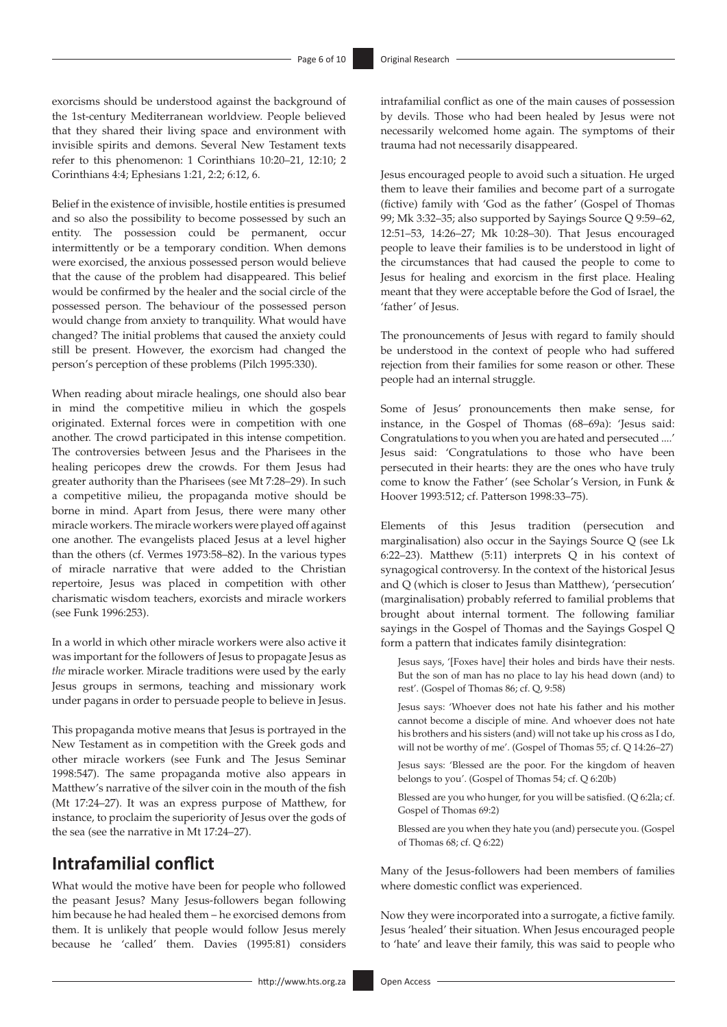exorcisms should be understood against the background of the 1st-century Mediterranean worldview. People believed that they shared their living space and environment with invisible spirits and demons. Several New Testament texts refer to this phenomenon: 1 Corinthians 10:20–21, 12:10; 2 Corinthians 4:4; Ephesians 1:21, 2:2; 6:12, 6.

Belief in the existence of invisible, hostile entities is presumed and so also the possibility to become possessed by such an entity. The possession could be permanent, occur intermittently or be a temporary condition. When demons were exorcised, the anxious possessed person would believe that the cause of the problem had disappeared. This belief would be confirmed by the healer and the social circle of the possessed person. The behaviour of the possessed person would change from anxiety to tranquility. What would have changed? The initial problems that caused the anxiety could still be present. However, the exorcism had changed the person's perception of these problems (Pilch 1995:330).

When reading about miracle healings, one should also bear in mind the competitive milieu in which the gospels originated. External forces were in competition with one another. The crowd participated in this intense competition. The controversies between Jesus and the Pharisees in the healing pericopes drew the crowds. For them Jesus had greater authority than the Pharisees (see Mt 7:28–29). In such a competitive milieu, the propaganda motive should be borne in mind. Apart from Jesus, there were many other miracle workers. The miracle workers were played off against one another. The evangelists placed Jesus at a level higher than the others (cf. Vermes 1973:58–82). In the various types of miracle narrative that were added to the Christian repertoire, Jesus was placed in competition with other charismatic wisdom teachers, exorcists and miracle workers (see Funk 1996:253).

In a world in which other miracle workers were also active it was important for the followers of Jesus to propagate Jesus as *the* miracle worker. Miracle traditions were used by the early Jesus groups in sermons, teaching and missionary work under pagans in order to persuade people to believe in Jesus.

This propaganda motive means that Jesus is portrayed in the New Testament as in competition with the Greek gods and other miracle workers (see Funk and The Jesus Seminar 1998:547). The same propaganda motive also appears in Matthew's narrative of the silver coin in the mouth of the fish (Mt 17:24–27). It was an express purpose of Matthew, for instance, to proclaim the superiority of Jesus over the gods of the sea (see the narrative in Mt 17:24–27).

## Intrafamilial conflict

What would the motive have been for people who followed the peasant Jesus? Many Jesus-followers began following him because he had healed them – he exorcised demons from them. It is unlikely that people would follow Jesus merely because he 'called' them. Davies (1995:81) considers intrafamilial conflict as one of the main causes of possession by devils. Those who had been healed by Jesus were not necessarily welcomed home again. The symptoms of their trauma had not necessarily disappeared.

Jesus encouraged people to avoid such a situation. He urged them to leave their families and become part of a surrogate (fictive) family with 'God as the father' (Gospel of Thomas 99; Mk 3:32–35; also supported by Sayings Source Q 9:59–62, 12:51–53, 14:26–27; Mk 10:28–30). That Jesus encouraged people to leave their families is to be understood in light of the circumstances that had caused the people to come to Jesus for healing and exorcism in the first place. Healing meant that they were acceptable before the God of Israel, the 'father' of Jesus.

The pronouncements of Jesus with regard to family should be understood in the context of people who had suffered rejection from their families for some reason or other. These people had an internal struggle.

Some of Jesus' pronouncements then make sense, for instance, in the Gospel of Thomas (68–69a): 'Jesus said: Congratulations to you when you are hated and persecuted ....' Jesus said: 'Congratulations to those who have been persecuted in their hearts: they are the ones who have truly come to know the Father' (see Scholar's Version, in Funk & Hoover 1993:512; cf. Patterson 1998:33–75).

Elements of this Jesus tradition (persecution and marginalisation) also occur in the Sayings Source Q (see Lk 6:22–23). Matthew (5:11) interprets Q in his context of synagogical controversy. In the context of the historical Jesus and Q (which is closer to Jesus than Matthew), 'persecution' (marginalisation) probably referred to familial problems that brought about internal torment. The following familiar sayings in the Gospel of Thomas and the Sayings Gospel Q form a pattern that indicates family disintegration:

> Jesus says, '[Foxes have] their holes and birds have their nests. But the son of man has no place to lay his head down (and) to rest'. (Gospel of Thomas 86; cf. Q, 9:58)
>
> Jesus says: 'Whoever does not hate his father and his mother cannot become a disciple of mine. And whoever does not hate his brothers and his sisters (and) will not take up his cross as I do, will not be worthy of me'. (Gospel of Thomas 55; cf. Q 14:26–27)
>
> Jesus says: 'Blessed are the poor. For the kingdom of heaven belongs to you'. (Gospel of Thomas 54; cf. Q 6:20b)
>
> Blessed are you who hunger, for you will be satisfied. (Q 6:2la; cf. Gospel of Thomas 69:2)
>
> Blessed are you when they hate you (and) persecute you. (Gospel of Thomas 68; cf. Q 6:22)

Many of the Jesus-followers had been members of families where domestic conflict was experienced.

Now they were incorporated into a surrogate, a fictive family. Jesus 'healed' their situation. When Jesus encouraged people to 'hate' and leave their family, this was said to people who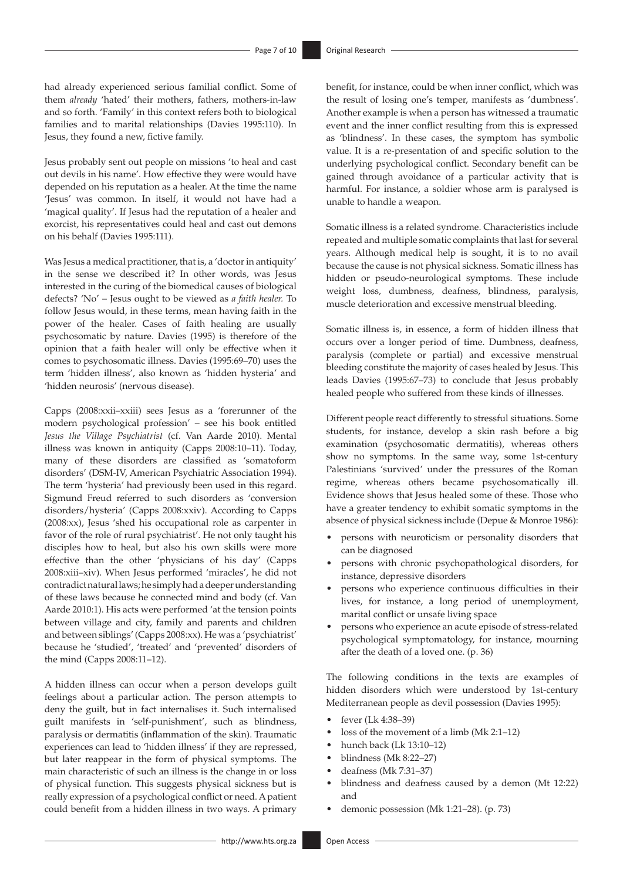had already experienced serious familial conflict. Some of them *already* 'hated' their mothers, fathers, mothers-in-law and so forth. 'Family' in this context refers both to biological families and to marital relationships (Davies 1995:110). In Jesus, they found a new, fictive family.

Jesus probably sent out people on missions 'to heal and cast out devils in his name'. How effective they were would have depended on his reputation as a healer. At the time the name 'Jesus' was common. In itself, it would not have had a 'magical quality'. If Jesus had the reputation of a healer and exorcist, his representatives could heal and cast out demons on his behalf (Davies 1995:111).

Was Jesus a medical practitioner, that is, a 'doctor in antiquity' in the sense we described it? In other words, was Jesus interested in the curing of the biomedical causes of biological defects? 'No' – Jesus ought to be viewed as *a faith healer*. To follow Jesus would, in these terms, mean having faith in the power of the healer. Cases of faith healing are usually psychosomatic by nature. Davies (1995) is therefore of the opinion that a faith healer will only be effective when it comes to psychosomatic illness. Davies (1995:69–70) uses the term 'hidden illness', also known as 'hidden hysteria' and 'hidden neurosis' (nervous disease).

Capps (2008:xxii–xxiii) sees Jesus as a 'forerunner of the modern psychological profession' – see his book entitled *Jesus the Village Psychiatrist* (cf. Van Aarde 2010). Mental illness was known in antiquity (Capps 2008:10–11). Today, many of these disorders are classified as 'somatoform disorders' (DSM-IV, American Psychiatric Association 1994). The term 'hysteria' had previously been used in this regard. Sigmund Freud referred to such disorders as 'conversion disorders/hysteria' (Capps 2008:xxiv). According to Capps (2008:xx), Jesus 'shed his occupational role as carpenter in favor of the role of rural psychiatrist'. He not only taught his disciples how to heal, but also his own skills were more effective than the other 'physicians of his day' (Capps 2008:xiii–xiv). When Jesus performed 'miracles', he did not contradict natural laws; he simply had a deeper understanding of these laws because he connected mind and body (cf. Van Aarde 2010:1). His acts were performed 'at the tension points between village and city, family and parents and children and between siblings' (Capps 2008:xx). He was a 'psychiatrist' because he 'studied', 'treated' and 'prevented' disorders of the mind (Capps 2008:11–12).

A hidden illness can occur when a person develops guilt feelings about a particular action. The person attempts to deny the guilt, but in fact internalises it. Such internalised guilt manifests in 'self-punishment', such as blindness, paralysis or dermatitis (inflammation of the skin). Traumatic experiences can lead to 'hidden illness' if they are repressed, but later reappear in the form of physical symptoms. The main characteristic of such an illness is the change in or loss of physical function. This suggests physical sickness but is really expression of a psychological conflict or need. A patient could benefit from a hidden illness in two ways. A primary benefit, for instance, could be when inner conflict, which was the result of losing one's temper, manifests as 'dumbness'. Another example is when a person has witnessed a traumatic event and the inner conflict resulting from this is expressed as 'blindness'. In these cases, the symptom has symbolic value. It is a re-presentation of and specific solution to the underlying psychological conflict. Secondary benefit can be gained through avoidance of a particular activity that is harmful. For instance, a soldier whose arm is paralysed is unable to handle a weapon.

Somatic illness is a related syndrome. Characteristics include repeated and multiple somatic complaints that last for several years. Although medical help is sought, it is to no avail because the cause is not physical sickness. Somatic illness has hidden or pseudo-neurological symptoms. These include weight loss, dumbness, deafness, blindness, paralysis, muscle deterioration and excessive menstrual bleeding.

Somatic illness is, in essence, a form of hidden illness that occurs over a longer period of time. Dumbness, deafness, paralysis (complete or partial) and excessive menstrual bleeding constitute the majority of cases healed by Jesus. This leads Davies (1995:67–73) to conclude that Jesus probably healed people who suffered from these kinds of illnesses.

Different people react differently to stressful situations. Some students, for instance, develop a skin rash before a big examination (psychosomatic dermatitis), whereas others show no symptoms. In the same way, some 1st-century Palestinians 'survived' under the pressures of the Roman regime, whereas others became psychosomatically ill. Evidence shows that Jesus healed some of these. Those who have a greater tendency to exhibit somatic symptoms in the absence of physical sickness include (Depue & Monroe 1986):

- persons with neuroticism or personality disorders that can be diagnosed
- persons with chronic psychopathological disorders, for instance, depressive disorders
- persons who experience continuous difficulties in their lives, for instance, a long period of unemployment, marital conflict or unsafe living space
- persons who experience an acute episode of stress-related psychological symptomatology, for instance, mourning after the death of a loved one. (p. 36)

The following conditions in the texts are examples of hidden disorders which were understood by 1st-century Mediterranean people as devil possession (Davies 1995):

- fever (Lk 4:38–39)
- loss of the movement of a limb (Mk 2:1–12)
- hunch back (Lk 13:10–12)
- blindness (Mk 8:22–27)
- deafness (Mk 7:31–37)
- blindness and deafness caused by a demon (Mt 12:22) and
- demonic possession (Mk 1:21–28). (p. 73)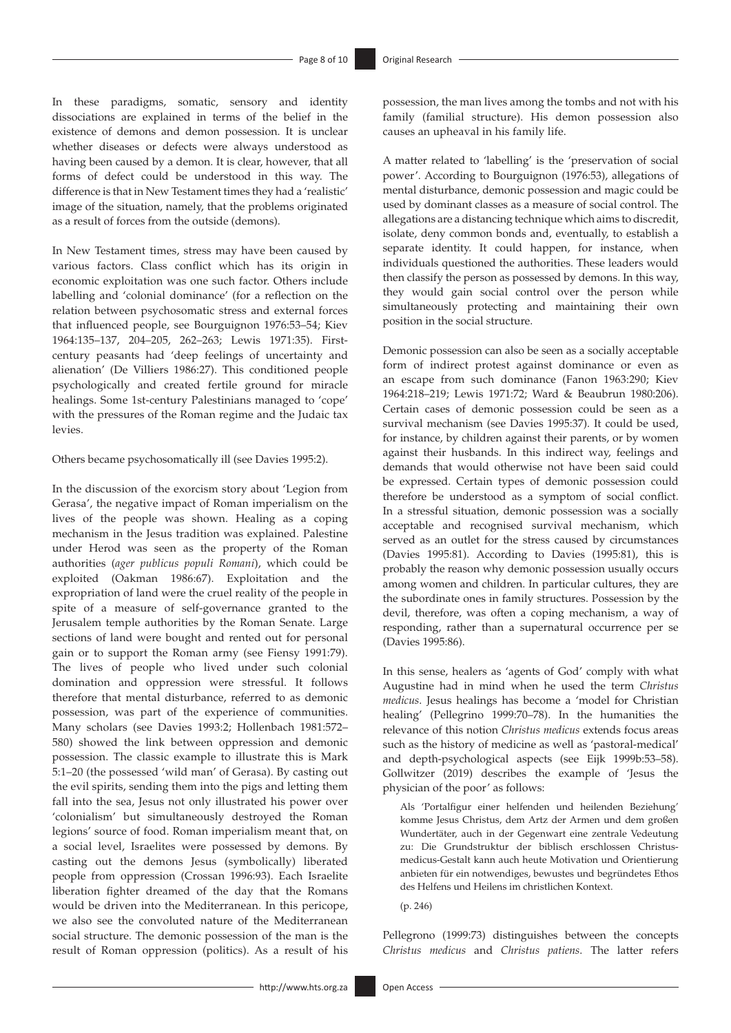In these paradigms, somatic, sensory and identity dissociations are explained in terms of the belief in the existence of demons and demon possession. It is unclear whether diseases or defects were always understood as having been caused by a demon. It is clear, however, that all forms of defect could be understood in this way. The difference is that in New Testament times they had a 'realistic' image of the situation, namely, that the problems originated as a result of forces from the outside (demons).

In New Testament times, stress may have been caused by various factors. Class conflict which has its origin in economic exploitation was one such factor. Others include labelling and 'colonial dominance' (for a reflection on the relation between psychosomatic stress and external forces that influenced people, see Bourguignon 1976:53–54; Kiev 1964:135–137, 204–205, 262–263; Lewis 1971:35). First-century peasants had 'deep feelings of uncertainty and alienation' (De Villiers 1986:27). This conditioned people psychologically and created fertile ground for miracle healings. Some 1st-century Palestinians managed to 'cope' with the pressures of the Roman regime and the Judaic tax levies.

Others became psychosomatically ill (see Davies 1995:2).

In the discussion of the exorcism story about 'Legion from Gerasa', the negative impact of Roman imperialism on the lives of the people was shown. Healing as a coping mechanism in the Jesus tradition was explained. Palestine under Herod was seen as the property of the Roman authorities (*ager publicus populi Romani*), which could be exploited (Oakman 1986:67). Exploitation and the expropriation of land were the cruel reality of the people in spite of a measure of self-governance granted to the Jerusalem temple authorities by the Roman Senate. Large sections of land were bought and rented out for personal gain or to support the Roman army (see Fiensy 1991:79). The lives of people who lived under such colonial domination and oppression were stressful. It follows therefore that mental disturbance, referred to as demonic possession, was part of the experience of communities. Many scholars (see Davies 1993:2; Hollenbach 1981:572–580) showed the link between oppression and demonic possession. The classic example to illustrate this is Mark 5:1–20 (the possessed 'wild man' of Gerasa). By casting out the evil spirits, sending them into the pigs and letting them fall into the sea, Jesus not only illustrated his power over 'colonialism' but simultaneously destroyed the Roman legions' source of food. Roman imperialism meant that, on a social level, Israelites were possessed by demons. By casting out the demons Jesus (symbolically) liberated people from oppression (Crossan 1996:93). Each Israelite liberation fighter dreamed of the day that the Romans would be driven into the Mediterranean. In this pericope, we also see the convoluted nature of the Mediterranean social structure. The demonic possession of the man is the result of Roman oppression (politics). As a result of his possession, the man lives among the tombs and not with his family (familial structure). His demon possession also causes an upheaval in his family life.

A matter related to 'labelling' is the 'preservation of social power'. According to Bourguignon (1976:53), allegations of mental disturbance, demonic possession and magic could be used by dominant classes as a measure of social control. The allegations are a distancing technique which aims to discredit, isolate, deny common bonds and, eventually, to establish a separate identity. It could happen, for instance, when individuals questioned the authorities. These leaders would then classify the person as possessed by demons. In this way, they would gain social control over the person while simultaneously protecting and maintaining their own position in the social structure.

Demonic possession can also be seen as a socially acceptable form of indirect protest against dominance or even as an escape from such dominance (Fanon 1963:290; Kiev 1964:218–219; Lewis 1971:72; Ward & Beaubrun 1980:206). Certain cases of demonic possession could be seen as a survival mechanism (see Davies 1995:37). It could be used, for instance, by children against their parents, or by women against their husbands. In this indirect way, feelings and demands that would otherwise not have been said could be expressed. Certain types of demonic possession could therefore be understood as a symptom of social conflict. In a stressful situation, demonic possession was a socially acceptable and recognised survival mechanism, which served as an outlet for the stress caused by circumstances (Davies 1995:81). According to Davies (1995:81), this is probably the reason why demonic possession usually occurs among women and children. In particular cultures, they are the subordinate ones in family structures. Possession by the devil, therefore, was often a coping mechanism, a way of responding, rather than a supernatural occurrence per se (Davies 1995:86).

In this sense, healers as 'agents of God' comply with what Augustine had in mind when he used the term *Christus medicus*. Jesus healings has become a 'model for Christian healing' (Pellegrino 1999:70–78). In the humanities the relevance of this notion *Christus medicus* extends focus areas such as the history of medicine as well as 'pastoral-medical' and depth-psychological aspects (see Eijk 1999b:53–58). Gollwitzer (2019) describes the example of 'Jesus the physician of the poor' as follows:

> Als 'Portalfigur einer helfenden und heilenden Beziehung' komme Jesus Christus, dem Artz der Armen und dem großen Wundertäter, auch in der Gegenwart eine zentrale Bedeutung zu: Die Grundstruktur der biblisch erschlossen Christus-medicus-Gestalt kann auch heute Motivation und Orientierung anbieten für ein notwendiges, bewustes und begründetes Ethos des Helfens und Heilens im christlichen Kontext.
>
> (p. 246)

Pellegrono (1999:73) distinguishes between the concepts *Christus medicus* and *Christus patiens*. The latter refers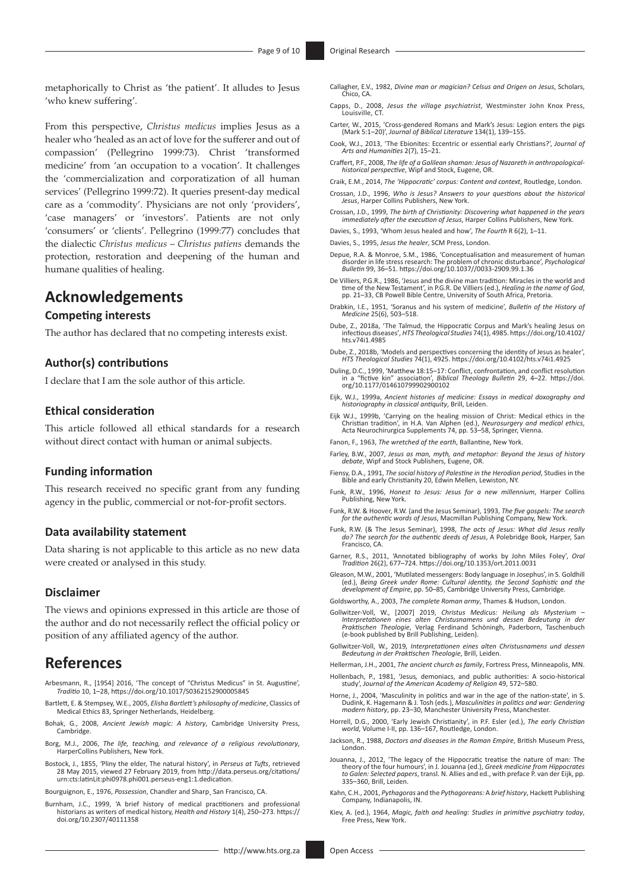metaphorically to Christ as 'the patient'. It alludes to Jesus 'who knew suffering'.

From this perspective, *Christus medicus* implies Jesus as a healer who 'healed as an act of love for the sufferer and out of compassion' (Pellegrino 1999:73). Christ 'transformed medicine' from 'an occupation to a vocation'. It challenges the 'commercialization and corporatization of all human services' (Pellegrino 1999:72). It queries present-day medical care as a 'commodity'. Physicians are not only 'providers', 'case managers' or 'investors'. Patients are not only 'consumers' or 'clients'. Pellegrino (1999:77) concludes that the dialectic *Christus medicus* – *Christus patiens* demands the protection, restoration and deepening of the human and humane qualities of healing.

# Acknowledgements

## Competing interests

The author has declared that no competing interests exist.

## Author(s) contributions

I declare that I am the sole author of this article.

## Ethical consideration

This article followed all ethical standards for a research without direct contact with human or animal subjects.

## Funding information

This research received no specific grant from any funding agency in the public, commercial or not-for-profit sectors.

## Data availability statement

Data sharing is not applicable to this article as no new data were created or analysed in this study.

## Disclaimer

The views and opinions expressed in this article are those of the author and do not necessarily reflect the official policy or position of any affiliated agency of the author.

# References

Arbesmann, R., [1954] 2016, 'The concept of "Christus Medicus" in St. Augustine', *Traditio* 10, 1–28, https://doi.org/10.1017/S0362152900005845

Bartlett, E. & Stempsey, W.E., 2005, *Elisha Bartlett's philosophy of medicine*, Classics of Medical Ethics 83, Springer Netherlands, Heidelberg.

Bohak, G., 2008, *Ancient Jewish magic: A history*, Cambridge University Press, Cambridge.

Borg, M.J., 2006, *The life, teaching, and relevance of a religious revolutionary*, HarperCollins Publishers, New York.

Bostock, J., 1855, 'Pliny the elder, The natural history', in *Perseus at Tufts*, retrieved 28 May 2015, viewed 27 February 2019, from http://data.perseus.org/citations/urn:cts:latinLit:phi0978.phi001.perseus-eng1:1.dedication.

Bourguignon, E., 1976, *Possession*, Chandler and Sharp, San Francisco, CA.

Burnham, J.C., 1999, 'A brief history of medical practitioners and professional historians as writers of medical history, *Health and History* 1(4), 250–273. https://doi.org/10.2307/40111358

Callagher, E.V., 1982, *Divine man or magician? Celsus and Origen on Jesus*, Scholars, Chico, CA.

Capps, D., 2008, *Jesus the village psychiatrist*, Westminster John Knox Press, Louisville, CT.

Carter, W., 2015, 'Cross-gendered Romans and Mark's Jesus: Legion enters the pigs (Mark 5:1–20)', *Journal of Biblical Literature* 134(1), 139–155.

Cook, W.J., 2013, 'The Ebionites: Eccentric or essential early Christians?', *Journal of Arts and Humanities* 2(7), 15–21.

Craffert, P.F., 2008, *The life of a Galilean shaman: Jesus of Nazareth in anthropological-historical perspective*, Wipf and Stock, Eugene, OR.

Craik, E.M., 2014, *The 'Hippocratic' corpus: Content and context*, Routledge, London.

Crossan, J.D., 1996, *Who is Jesus? Answers to your questions about the historical Jesus*, Harper Collins Publishers, New York.

Crossan, J.D., 1999, *The birth of Christianity: Discovering what happened in the years immediately after the execution of Jesus*, Harper Collins Publishers, New York.

Davies, S., 1993, 'Whom Jesus healed and how', *The Fourth* R 6(2), 1–11.

Davies, S., 1995, *Jesus the healer*, SCM Press, London.

Depue, R.A. & Monroe, S.M., 1986, 'Conceptualisation and measurement of human disorder in life stress research: The problem of chronic disturbance', *Psychological Bulletin* 99, 36–51. https://doi.org/10.1037//0033-2909.99.1.36

De Villiers, P.G.R., 1986, 'Jesus and the divine man tradition: Miracles in the world and time of the New Testament', in P.G.R. De Villiers (ed.), *Healing in the name of God*, pp. 21–33, CB Powell Bible Centre, University of South Africa, Pretoria.

Drabkin, I.E., 1951, 'Soranus and his system of medicine', *Bulletin of the History of Medicine* 25(6), 503–518.

Dube, Z., 2018a, 'The Talmud, the Hippocratic Corpus and Mark's healing Jesus on infectious diseases', *HTS Theological Studies* 74(1), 4985. https://doi.org/10.4102/hts.v74i1.4985

Dube, Z., 2018b, 'Models and perspectives concerning the identity of Jesus as healer', *HTS Theological Studies* 74(1), 4925. https://doi.org/10.4102/hts.v74i1.4925

Duling, D.C., 1999, 'Matthew 18:15–17: Conflict, confrontation, and conflict resolution in a "fictive kin" association', *Biblical Theology Bulletin* 29, 4–22. https://doi.org/10.1177/014610799902900102

Eijk, W.J., 1999a, *Ancient histories of medicine: Essays in medical doxography and historiography in classical antiquity*, Brill, Leiden.

Eijk W.J., 1999b, 'Carrying on the healing mission of Christ: Medical ethics in the Christian tradition', in H.A. Van Alphen (ed.), *Neurosurgery and medical ethics*, Acta Neurochirurgica Supplements 74, pp. 53–58, Springer, Vienna.

Fanon, F., 1963, *The wretched of the earth*, Ballantine, New York.

Farley, B.W., 2007, *Jesus as man, myth, and metaphor: Beyond the Jesus of history debate*, Wipf and Stock Publishers, Eugene, OR.

Fiensy, D.A., 1991, *The social history of Palestine in the Herodian period*, Studies in the Bible and early Christianity 20, Edwin Mellen, Lewiston, NY.

Funk, R.W., 1996, *Honest to Jesus: Jesus for a new millennium*, Harper Collins Publishing, New York.

Funk, R.W. & Hoover, R.W. (and the Jesus Seminar), 1993, *The five gospels: The search for the authentic words of Jesus*, Macmillan Publishing Company, New York.

Funk, R.W. (& The Jesus Seminar), 1998, *The acts of Jesus: What did Jesus really do? The search for the authentic deeds of Jesus*, A Polebridge Book, Harper, San Francisco, CA.

Garner, R.S., 2011, 'Annotated bibliography of works by John Miles Foley', *Oral Tradition* 26(2), 677–724. https://doi.org/10.1353/ort.2011.0031

Gleason, M.W., 2001, 'Mutilated messengers: Body language in Josephus', in S. Goldhill (ed.), *Being Greek under Rome: Cultural identity, the Second Sophistic and the development of Empire*, pp. 50–85, Cambridge University Press, Cambridge.

Goldsworthy, A., 2003, *The complete Roman army*, Thames & Hudson, London.

Gollwitzer-Voll, W., [2007] 2019, *Christus Medicus: Heilung als Mysterium – Interpretationen eines alten Christusnamens und dessen Bedeutung in der Praktischen Theologie*, Verlag Ferdinand Schöningh, Paderborn, Taschenbuch (e-book published by Brill Publishing, Leiden).

Gollwitzer-Voll, W., 2019, *Interpretationen eines alten Christusnamens und dessen Bedeutung in der Praktischen Theologie*, Brill, Leiden.

Hellerman, J.H., 2001, *The ancient church as family*, Fortress Press, Minneapolis, MN.

Hollenbach, P., 1981, 'Jesus, demoniacs, and public authorities: A socio-historical study', *Journal of the American Academy of Religion* 49, 572–580.

Horne, J., 2004, 'Masculinity in politics and war in the age of the nation-state', in S. Dudink, K. Hagemann & J. Tosh (eds.), *Masculinities in politics and war: Gendering modern history*, pp. 23–30, Manchester University Press, Manchester.

Horrell, D.G., 2000, 'Early Jewish Christianity', in P.F. Esler (ed.), *The early Christian world*, Volume I-II, pp. 136–167, Routledge, London.

Jackson, R., 1988, *Doctors and diseases in the Roman Empire*, British Museum Press, London.

Jouanna, J., 2012, 'The legacy of the Hippocratic treatise the nature of man: The theory of the four humours', in J. Jouanna (ed.), *Greek medicine from Hippocrates to Galen: Selected papers*, transl. N. Allies and ed., with preface P. van der Eijk, pp. 335–360, Brill, Leiden.

Kahn, C.H., 2001, *Pythagoras* and the *Pythagoreans:* A *brief history*, Hackett Publishing Company, Indianapolis, IN.

Kiev, A. (ed.), 1964, *Magic, faith and healing: Studies in primitive psychiatry today*, Free Press, New York.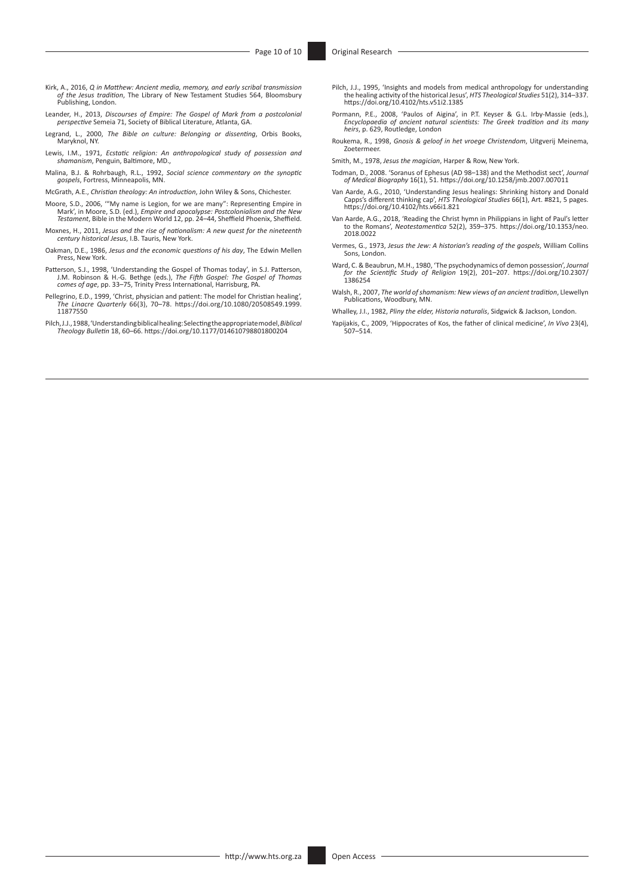Kirk, A., 2016, *Q in Matthew: Ancient media, memory, and early scribal transmission of the Jesus tradition*, The Library of New Testament Studies 564, Bloomsbury Publishing, London.

Leander, H., 2013, *Discourses of Empire: The Gospel of Mark from a postcolonial perspective* Semeia 71, Society of Biblical Literature, Atlanta, GA.

Legrand, L., 2000, *The Bible on culture: Belonging or dissenting*, Orbis Books, Maryknol, NY.

Lewis, I.M., 1971, *Ecstatic religion: An anthropological study of possession and shamanism*, Penguin, Baltimore, MD.,

Malina, B.J. & Rohrbaugh, R.L., 1992, *Social science commentary on the synoptic gospels*, Fortress, Minneapolis, MN.

McGrath, A.E., *Christian theology: An introduction*, John Wiley & Sons, Chichester.

Moore, S.D., 2006, '"My name is Legion, for we are many": Representing Empire in Mark', in Moore, S.D. (ed.), *Empire and apocalypse: Postcolonialism and the New Testament*, Bible in the Modern World 12, pp. 24–44, Sheffield Phoenix, Sheffield.

Moxnes, H., 2011, *Jesus and the rise of nationalism: A new quest for the nineteenth century historical Jesus*, I.B. Tauris, New York.

Oakman, D.E., 1986, *Jesus and the economic questions of his day*, The Edwin Mellen Press, New York.

Patterson, S.J., 1998, 'Understanding the Gospel of Thomas today', in S.J. Patterson, J.M. Robinson & H.-G. Bethge (eds.), *The Fifth Gospel: The Gospel of Thomas comes of age*, pp. 33–75, Trinity Press International, Harrisburg, PA.

Pellegrino, E.D., 1999, 'Christ, physician and patient: The model for Christian healing', *The Linacre Quarterly* 66(3), 70–78. https://doi.org/10.1080/20508549.1999.11877550

Pilch, J.J., 1988, 'Understanding biblical healing: Selecting the appropriate model, *Biblical Theology Bulletin* 18, 60–66. https://doi.org/10.1177/014610798801800204

Pilch, J.J., 1995, 'Insights and models from medical anthropology for understanding the healing activity of the historical Jesus', *HTS Theological Studies* 51(2), 314–337. https://doi.org/10.4102/hts.v51i2.1385

Pormann, P.E., 2008, 'Paulos of Aigina', in P.T. Keyser & G.L. Irby-Massie (eds.), *Encyclopaedia of ancient natural scientists: The Greek tradition and its many heirs*, p. 629, Routledge, London

Roukema, R., 1998, *Gnosis & geloof in het vroege Christendom*, Uitgverij Meinema, Zoetermeer.

Smith, M., 1978, *Jesus the magician*, Harper & Row, New York.

Todman, D., 2008. 'Soranus of Ephesus (AD 98–138) and the Methodist sect', *Journal of Medical Biography* 16(1), 51. https://doi.org/10.1258/jmb.2007.007011

Van Aarde, A.G., 2010, 'Understanding Jesus healings: Shrinking history and Donald Capps's different thinking cap', *HTS Theological Studies* 66(1), Art. #821, 5 pages. https://doi.org/10.4102/hts.v66i1.821

Van Aarde, A.G., 2018, 'Reading the Christ hymn in Philippians in light of Paul's letter to the Romans', *Neotestamentica* 52(2), 359–375. https://doi.org/10.1353/neo.2018.0022

Vermes, G., 1973, *Jesus the Jew: A historian's reading of the gospels*, William Collins Sons, London.

Ward, C. & Beaubrun, M.H., 1980, 'The psychodynamics of demon possession', *Journal for the Scientific Study of Religion* 19(2), 201–207. https://doi.org/10.2307/1386254

Walsh, R., 2007, *The world of shamanism: New views of an ancient tradition*, Llewellyn Publications, Woodbury, MN.

Whalley, J.I., 1982, *Pliny the elder, Historia naturalis*, Sidgwick & Jackson, London.

Yapijakis, C., 2009, 'Hippocrates of Kos, the father of clinical medicine', *In Vivo* 23(4), 507–514.